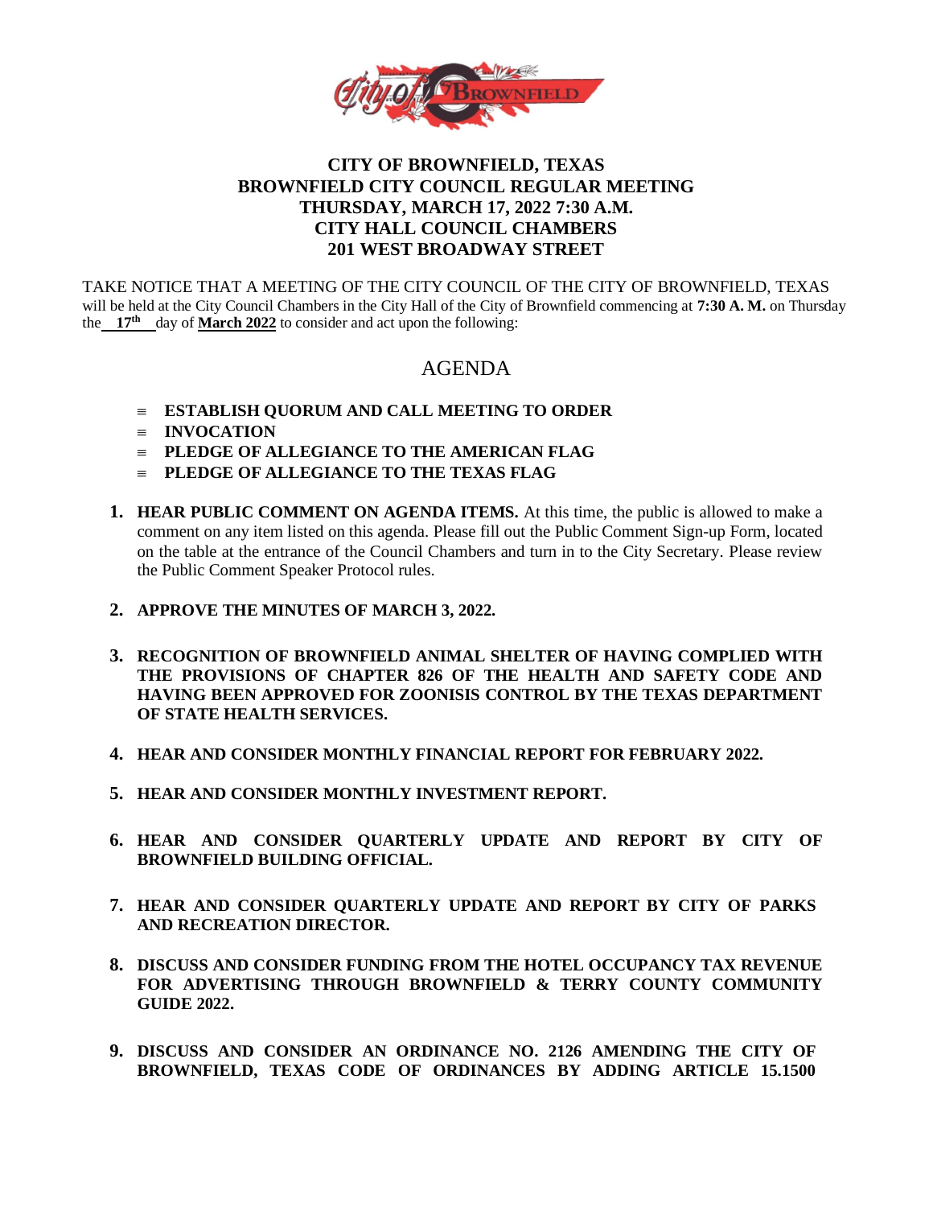# CITY OF BROWNFIELD, TEXAS
## BROWNFIELD CITY COUNCIL REGULAR MEETING
## THURSDAY, MARCH 17, 2022 7:30 A.M.
## CITY HALL COUNCIL CHAMBERS
## 201 WEST BROADWAY STREET

TAKE NOTICE THAT A MEETING OF THE CITY COUNCIL OF THE CITY OF BROWNFIELD, TEXAS will be held at the City Council Chambers in the City Hall of the City of Brownfield commencing at **7:30 A. M.** on Thursday the **17th** day of **March 2022** to consider and act upon the following:

## AGENDA

- **ESTABLISH QUORUM AND CALL MEETING TO ORDER**
- **INVOCATION**
- **PLEDGE OF ALLEGIANCE TO THE AMERICAN FLAG**
- **PLEDGE OF ALLEGIANCE TO THE TEXAS FLAG**

1. **HEAR PUBLIC COMMENT ON AGENDA ITEMS.** At this time, the public is allowed to make a comment on any item listed on this agenda. Please fill out the Public Comment Sign-up Form, located on the table at the entrance of the Council Chambers and turn in to the City Secretary. Please review the Public Comment Speaker Protocol rules.

2. **APPROVE THE MINUTES OF MARCH 3, 2022.**

3. **RECOGNITION OF BROWNFIELD ANIMAL SHELTER OF HAVING COMPLIED WITH THE PROVISIONS OF CHAPTER 826 OF THE HEALTH AND SAFETY CODE AND HAVING BEEN APPROVED FOR ZOONISIS CONTROL BY THE TEXAS DEPARTMENT OF STATE HEALTH SERVICES.**

4. **HEAR AND CONSIDER MONTHLY FINANCIAL REPORT FOR FEBRUARY 2022.**

5. **HEAR AND CONSIDER MONTHLY INVESTMENT REPORT.**

6. **HEAR AND CONSIDER QUARTERLY UPDATE AND REPORT BY CITY OF BROWNFIELD BUILDING OFFICIAL.**

7. **HEAR AND CONSIDER QUARTERLY UPDATE AND REPORT BY CITY OF PARKS AND RECREATION DIRECTOR.**

8. **DISCUSS AND CONSIDER FUNDING FROM THE HOTEL OCCUPANCY TAX REVENUE FOR ADVERTISING THROUGH BROWNFIELD & TERRY COUNTY COMMUNITY GUIDE 2022.**

9. **DISCUSS AND CONSIDER AN ORDINANCE NO. 2126 AMENDING THE CITY OF BROWNFIELD, TEXAS CODE OF ORDINANCES BY ADDING ARTICLE 15.1500**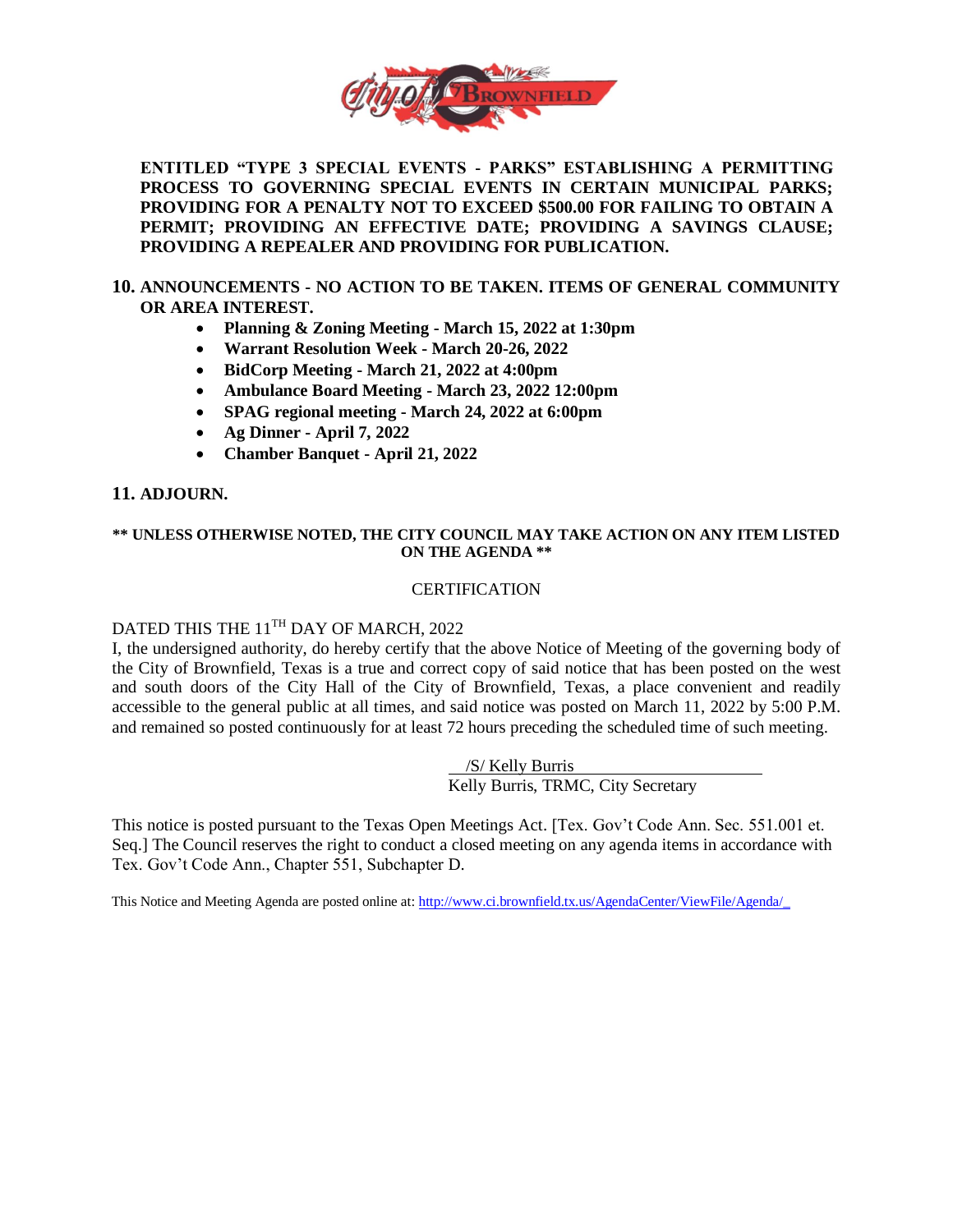**ENTITLED "TYPE 3 SPECIAL EVENTS - PARKS" ESTABLISHING A PERMITTING PROCESS TO GOVERNING SPECIAL EVENTS IN CERTAIN MUNICIPAL PARKS; PROVIDING FOR A PENALTY NOT TO EXCEED $500.00 FOR FAILING TO OBTAIN A PERMIT; PROVIDING AN EFFECTIVE DATE; PROVIDING A SAVINGS CLAUSE; PROVIDING A REPEALER AND PROVIDING FOR PUBLICATION.**

**10. ANNOUNCEMENTS - NO ACTION TO BE TAKEN. ITEMS OF GENERAL COMMUNITY OR AREA INTEREST.**

- **Planning & Zoning Meeting - March 15, 2022 at 1:30pm**
- **Warrant Resolution Week - March 20-26, 2022**
- **BidCorp Meeting - March 21, 2022 at 4:00pm**
- **Ambulance Board Meeting - March 23, 2022 12:00pm**
- **SPAG regional meeting - March 24, 2022 at 6:00pm**
- **Ag Dinner - April 7, 2022**
- **Chamber Banquet - April 21, 2022**

**11. ADJOURN.**

**** UNLESS OTHERWISE NOTED, THE CITY COUNCIL MAY TAKE ACTION ON ANY ITEM LISTED ON THE AGENDA ****

CERTIFICATION

DATED THIS THE 11TH DAY OF MARCH, 2022

I, the undersigned authority, do hereby certify that the above Notice of Meeting of the governing body of the City of Brownfield, Texas is a true and correct copy of said notice that has been posted on the west and south doors of the City Hall of the City of Brownfield, Texas, a place convenient and readily accessible to the general public at all times, and said notice was posted on March 11, 2022 by 5:00 P.M. and remained so posted continuously for at least 72 hours preceding the scheduled time of such meeting.

/S/ Kelly Burris
Kelly Burris, TRMC, City Secretary

This notice is posted pursuant to the Texas Open Meetings Act. [Tex. Gov't Code Ann. Sec. 551.001 et. Seq.] The Council reserves the right to conduct a closed meeting on any agenda items in accordance with Tex. Gov't Code Ann., Chapter 551, Subchapter D.

This Notice and Meeting Agenda are posted online at: http://www.ci.brownfield.tx.us/AgendaCenter/ViewFile/Agenda/_